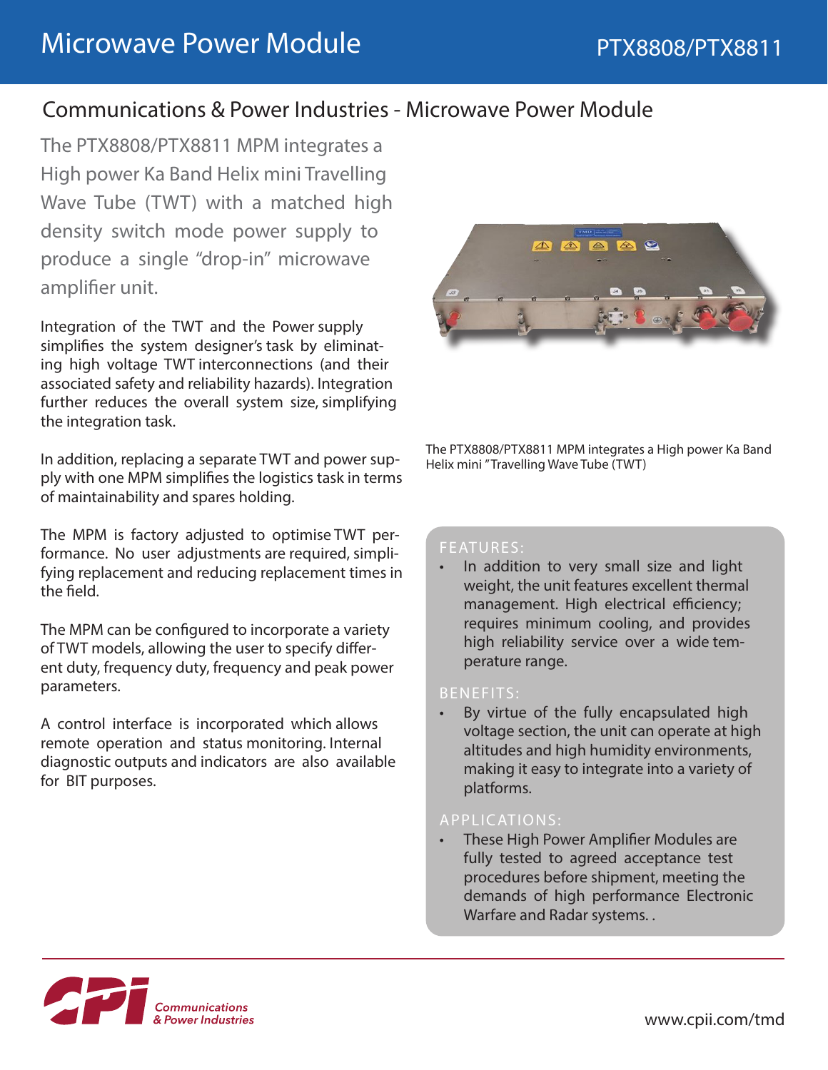# Microwave Power Module

PTX8808/PTX8811

## Communications & Power Industries - Microwave Power Module

The PTX8808/PTX8811 MPM integrates a High power Ka Band Helix mini Travelling Wave Tube (TWT) with a matched high density switch mode power supply to produce a single “drop-in” microwave amplifier unit.

Integration of the TWT and the Power supply simplifies the system designer’s task by eliminating high voltage TWT interconnections (and their associated safety and reliability hazards). Integration further reduces the overall system size, simplifying the integration task.

In addition, replacing a separate TWT and power supply with one MPM simplifies the logistics task in terms of maintainability and spares holding.

The MPM is factory adjusted to optimise TWT performance. No user adjustments are required, simplifying replacement and reducing replacement times in the field.

The MPM can be configured to incorporate a variety of TWT models, allowing the user to specify different duty, frequency duty, frequency and peak power parameters.

A control interface is incorporated which allows remote operation and status monitoring. Internal diagnostic outputs and indicators are also available for BIT purposes.

The PTX8808/PTX8811 MPM integrates a High power Ka Band Helix mini ”Travelling Wave Tube (TWT)

### FEATURES:

- In addition to very small size and light weight, the unit features excellent thermal management. High electrical efficiency; requires minimum cooling, and provides high reliability service over a wide temperature range.

### BENEFITS:

- By virtue of the fully encapsulated high voltage section, the unit can operate at high altitudes and high humidity environments, making it easy to integrate into a variety of platforms.

### APPLICATIONS:

- These High Power Amplifier Modules are fully tested to agreed acceptance test procedures before shipment, meeting the demands of high performance Electronic Warfare and Radar systems. .

Communications & Power Industries

www.cpii.com/tmd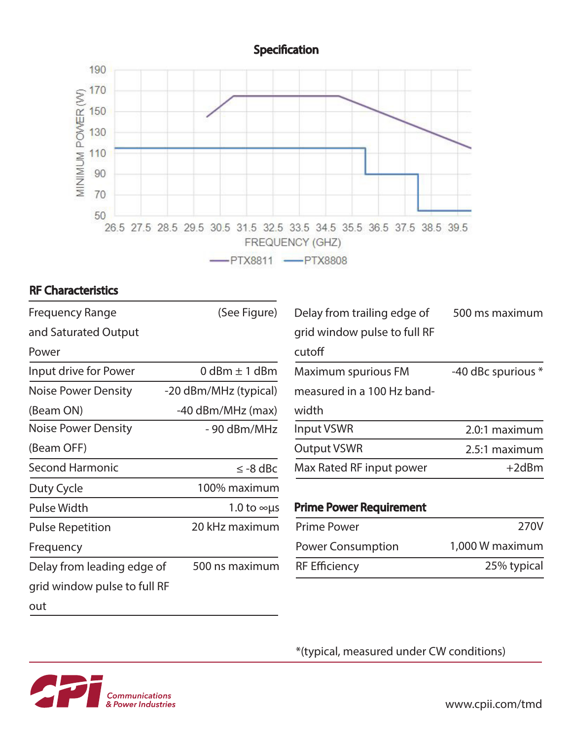## Specification

MINIMUM POWER (W) vs. FREQUENCY (GHZ) — PTX8811, PTX8808

## RF Characteristics

| Parameter | Value |
|---|---|
| Frequency Range and Saturated Output Power | (See Figure) |
| Input drive for Power | 0 dBm ± 1 dBm |
| Noise Power Density (Beam ON) | -20 dBm/MHz (typical)<br>-40 dBm/MHz (max) |
| Noise Power Density (Beam OFF) | - 90 dBm/MHz |
| Second Harmonic | ≤ -8 dBc |
| Duty Cycle | 100% maximum |
| Pulse Width | 1.0 to ∞µs |
| Pulse Repetition Frequency | 20 kHz maximum |
| Delay from leading edge of grid window pulse to full RF out | 500 ns maximum |
| Delay from trailing edge of grid window pulse to full RF cutoff | 500 ms maximum |
| Maximum spurious FM measured in a 100 Hz band-width | -40 dBc spurious * |
| Input VSWR | 2.0:1 maximum |
| Output VSWR | 2.5:1 maximum |
| Max Rated RF input power | +2dBm |

## Prime Power Requirement

| Parameter | Value |
|---|---|
| Prime Power | 270V |
| Power Consumption | 1,000 W maximum |
| RF Efficiency | 25% typical |

*(typical, measured under CW conditions)

CPI Communications & Power Industries

www.cpii.com/tmd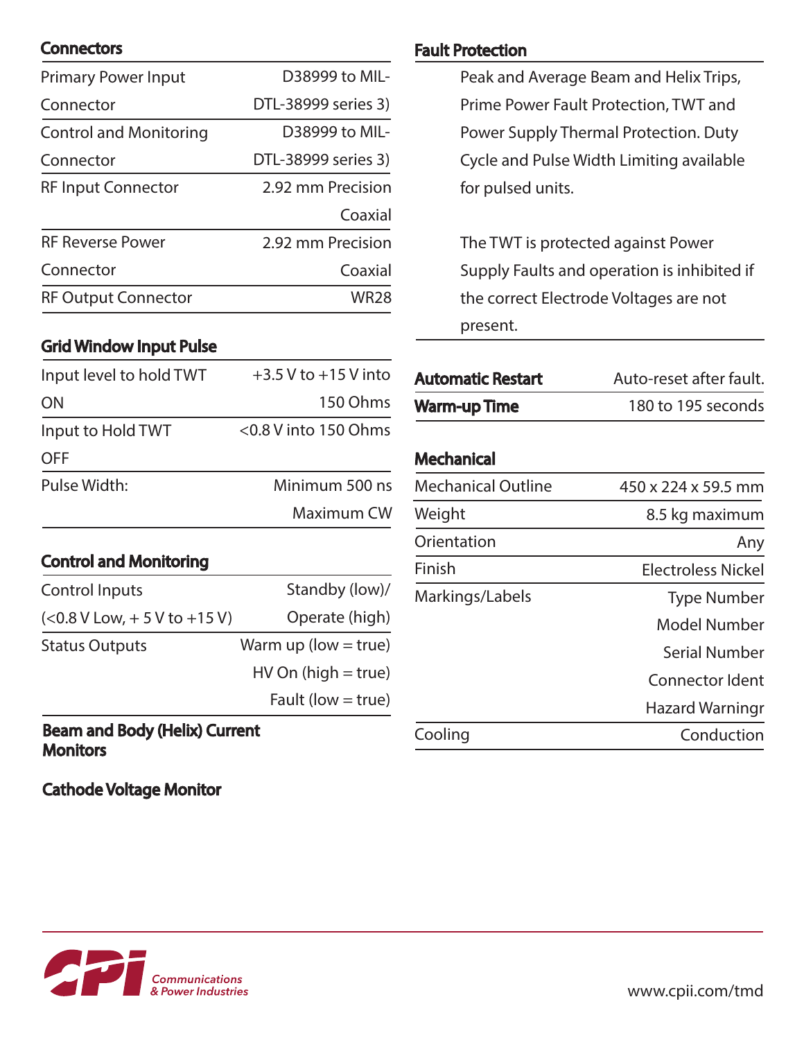## Connectors

| | |
|---|---|
| Primary Power Input Connector | D38999 to MIL-DTL-38999 series 3) |
| Control and Monitoring Connector | D38999 to MIL-DTL-38999 series 3) |
| RF Input Connector | 2.92 mm Precision Coaxial |
| RF Reverse Power Connector | 2.92 mm Precision Coaxial |
| RF Output Connector | WR28 |

## Grid Window Input Pulse

| | |
|---|---|
| Input level to hold TWT ON | +3.5 V to +15 V into 150 Ohms |
| Input to Hold TWT OFF | <0.8 V into 150 Ohms |
| Pulse Width: | Minimum 500 ns<br>Maximum CW |

## Control and Monitoring

| | |
|---|---|
| Control Inputs (<0.8 V Low, + 5 V to +15 V) | Standby (low)/ Operate (high) |
| Status Outputs | Warm up (low = true)<br>HV On (high = true)<br>Fault (low = true) |

## Beam and Body (Helix) Current Monitors

## Cathode Voltage Monitor

## Fault Protection

Peak and Average Beam and Helix Trips, Prime Power Fault Protection, TWT and Power Supply Thermal Protection. Duty Cycle and Pulse Width Limiting available for pulsed units.

The TWT is protected against Power Supply Faults and operation is inhibited if the correct Electrode Voltages are not present.

| | |
|---|---|
| **Automatic Restart** | Auto-reset after fault. |
| **Warm-up Time** | 180 to 195 seconds |

## Mechanical

| | |
|---|---|
| Mechanical Outline | 450 x 224 x 59.5 mm |
| Weight | 8.5 kg maximum |
| Orientation | Any |
| Finish | Electroless Nickel |
| Markings/Labels | Type Number<br>Model Number<br>Serial Number<br>Connector Ident<br>Hazard Warningr |
| Cooling | Conduction |

Communications & Power Industries

www.cpii.com/tmd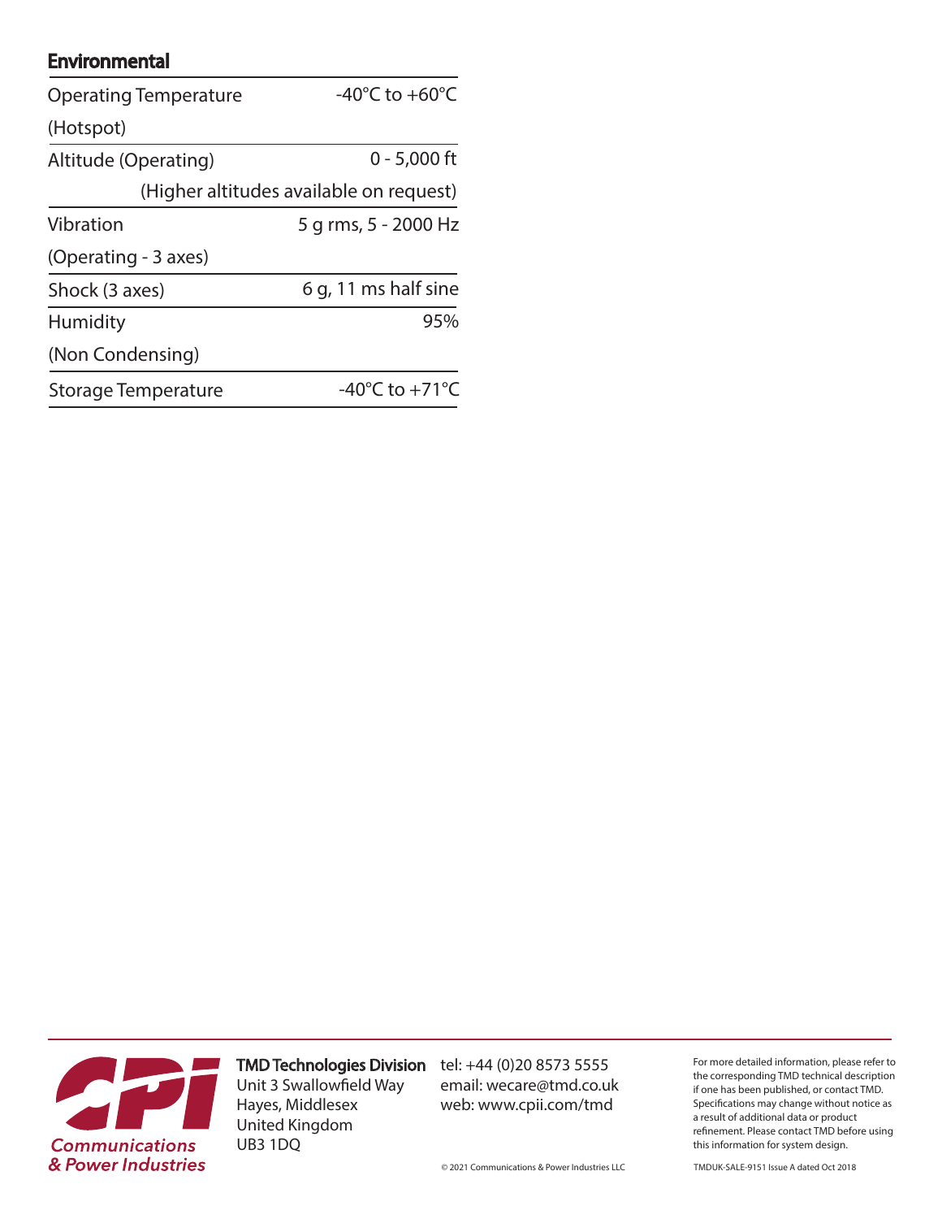## Environmental

| | |
|---|---|
| Operating Temperature (Hotspot) | -40°C to +60°C |
| Altitude (Operating) | 0 - 5,000 ft (Higher altitudes available on request) |
| Vibration (Operating - 3 axes) | 5 g rms, 5 - 2000 Hz |
| Shock (3 axes) | 6 g, 11 ms half sine |
| Humidity (Non Condensing) | 95% |
| Storage Temperature | -40°C to +71°C |

Communications & Power Industries

**TMD Technologies Division**
Unit 3 Swallowfield Way
Hayes, Middlesex
United Kingdom
UB3 1DQ

tel: +44 (0)20 8573 5555
email: wecare@tmd.co.uk
web: www.cpii.com/tmd

For more detailed information, please refer to the corresponding TMD technical description if one has been published, or contact TMD. Specifications may change without notice as a result of additional data or product refinement. Please contact TMD before using this information for system design.

© 2021 Communications & Power Industries LLC

TMDUK-SALE-9151 Issue A dated Oct 2018